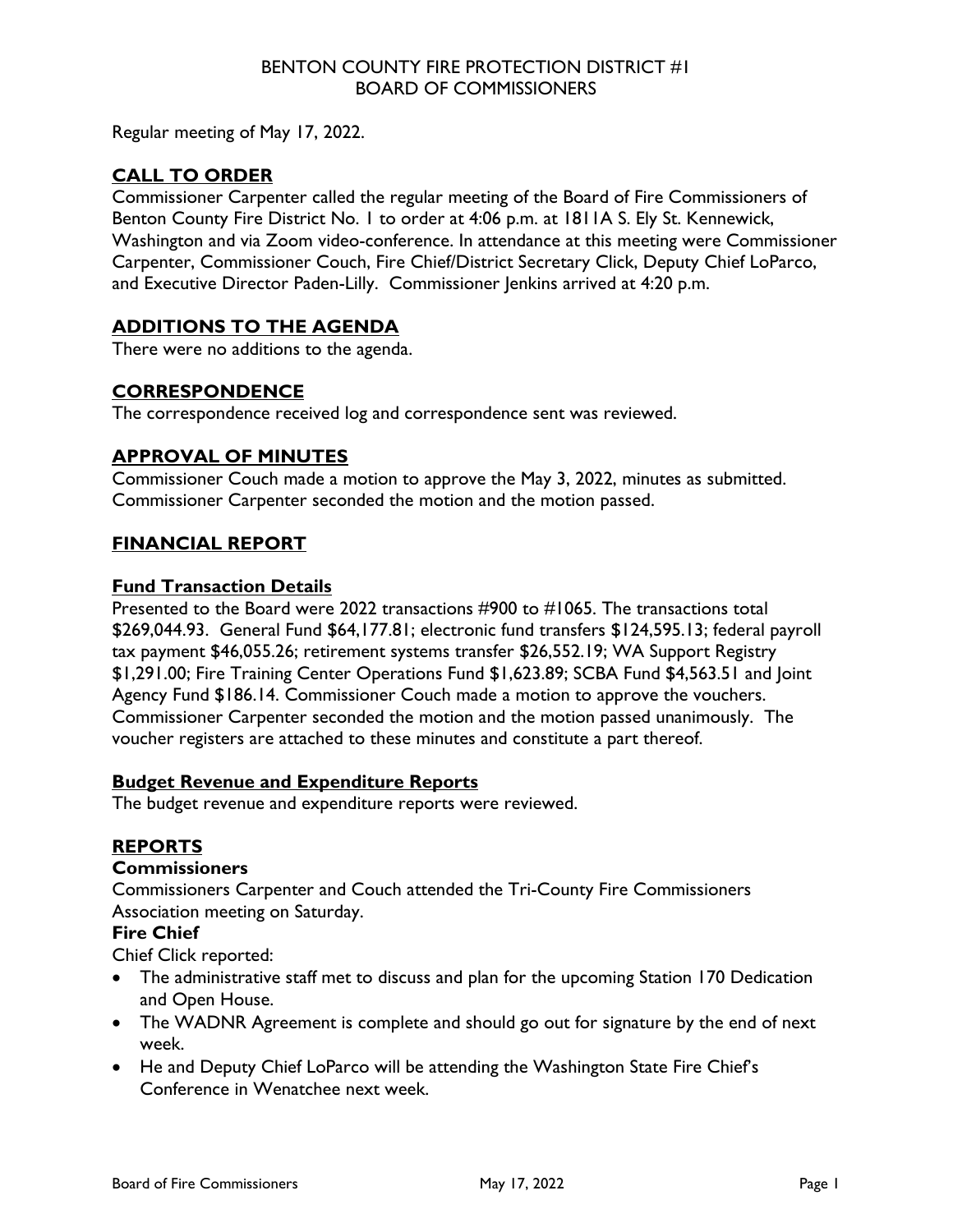BENTON COUNTY FIRE PROTECTION DISTRICT #1
BOARD OF COMMISSIONERS

Regular meeting of May 17, 2022.

## CALL TO ORDER

Commissioner Carpenter called the regular meeting of the Board of Fire Commissioners of Benton County Fire District No. 1 to order at 4:06 p.m. at 1811A S. Ely St. Kennewick, Washington and via Zoom video-conference. In attendance at this meeting were Commissioner Carpenter, Commissioner Couch, Fire Chief/District Secretary Click, Deputy Chief LoParco, and Executive Director Paden-Lilly. Commissioner Jenkins arrived at 4:20 p.m.

## ADDITIONS TO THE AGENDA

There were no additions to the agenda.

## CORRESPONDENCE

The correspondence received log and correspondence sent was reviewed.

## APPROVAL OF MINUTES

Commissioner Couch made a motion to approve the May 3, 2022, minutes as submitted. Commissioner Carpenter seconded the motion and the motion passed.

## FINANCIAL REPORT

### Fund Transaction Details

Presented to the Board were 2022 transactions #900 to #1065. The transactions total $269,044.93. General Fund $64,177.81; electronic fund transfers $124,595.13; federal payroll tax payment $46,055.26; retirement systems transfer $26,552.19; WA Support Registry $1,291.00; Fire Training Center Operations Fund $1,623.89; SCBA Fund $4,563.51 and Joint Agency Fund $186.14. Commissioner Couch made a motion to approve the vouchers. Commissioner Carpenter seconded the motion and the motion passed unanimously. The voucher registers are attached to these minutes and constitute a part thereof.

### Budget Revenue and Expenditure Reports

The budget revenue and expenditure reports were reviewed.

## REPORTS

### Commissioners

Commissioners Carpenter and Couch attended the Tri-County Fire Commissioners Association meeting on Saturday.

### Fire Chief

Chief Click reported:

- The administrative staff met to discuss and plan for the upcoming Station 170 Dedication and Open House.
- The WADNR Agreement is complete and should go out for signature by the end of next week.
- He and Deputy Chief LoParco will be attending the Washington State Fire Chief's Conference in Wenatchee next week.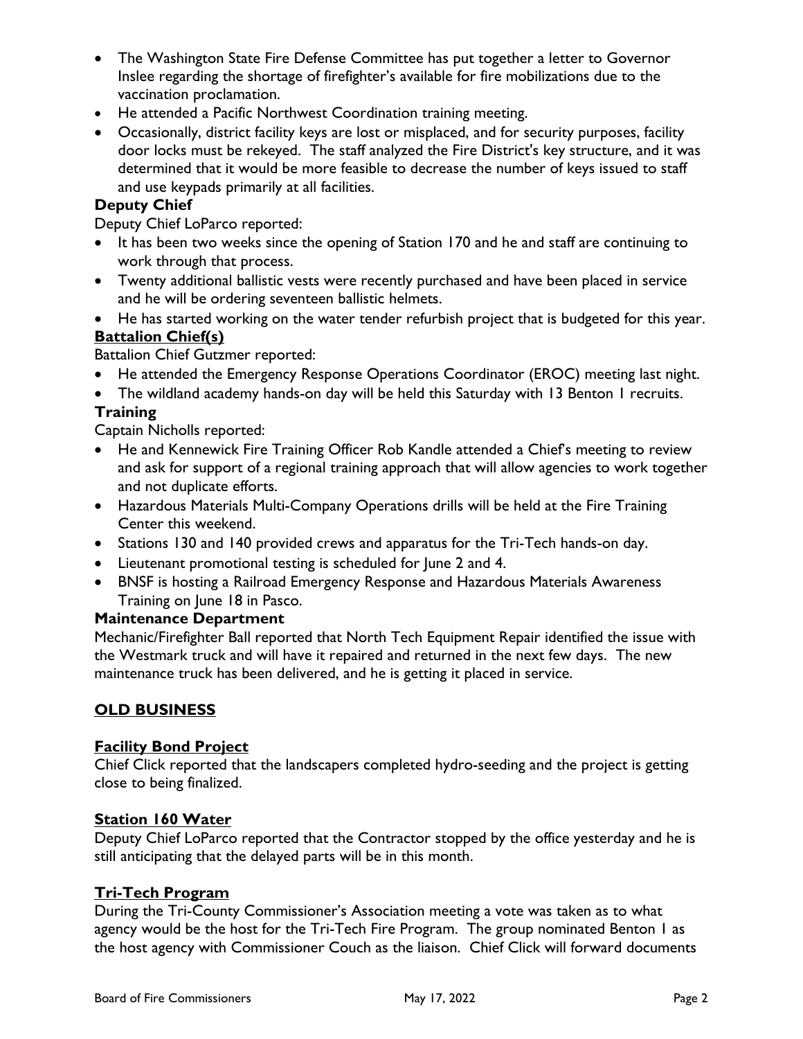- The Washington State Fire Defense Committee has put together a letter to Governor Inslee regarding the shortage of firefighter's available for fire mobilizations due to the vaccination proclamation.
- He attended a Pacific Northwest Coordination training meeting.
- Occasionally, district facility keys are lost or misplaced, and for security purposes, facility door locks must be rekeyed. The staff analyzed the Fire District's key structure, and it was determined that it would be more feasible to decrease the number of keys issued to staff and use keypads primarily at all facilities.

**Deputy Chief**

Deputy Chief LoParco reported:

- It has been two weeks since the opening of Station 170 and he and staff are continuing to work through that process.
- Twenty additional ballistic vests were recently purchased and have been placed in service and he will be ordering seventeen ballistic helmets.
- He has started working on the water tender refurbish project that is budgeted for this year.

**Battalion Chief(s)**

Battalion Chief Gutzmer reported:

- He attended the Emergency Response Operations Coordinator (EROC) meeting last night.
- The wildland academy hands-on day will be held this Saturday with 13 Benton 1 recruits.

**Training**

Captain Nicholls reported:

- He and Kennewick Fire Training Officer Rob Kandle attended a Chief's meeting to review and ask for support of a regional training approach that will allow agencies to work together and not duplicate efforts.
- Hazardous Materials Multi-Company Operations drills will be held at the Fire Training Center this weekend.
- Stations 130 and 140 provided crews and apparatus for the Tri-Tech hands-on day.
- Lieutenant promotional testing is scheduled for June 2 and 4.
- BNSF is hosting a Railroad Emergency Response and Hazardous Materials Awareness Training on June 18 in Pasco.

**Maintenance Department**

Mechanic/Firefighter Ball reported that North Tech Equipment Repair identified the issue with the Westmark truck and will have it repaired and returned in the next few days. The new maintenance truck has been delivered, and he is getting it placed in service.

## OLD BUSINESS

### Facility Bond Project

Chief Click reported that the landscapers completed hydro-seeding and the project is getting close to being finalized.

### Station 160 Water

Deputy Chief LoParco reported that the Contractor stopped by the office yesterday and he is still anticipating that the delayed parts will be in this month.

### Tri-Tech Program

During the Tri-County Commissioner's Association meeting a vote was taken as to what agency would be the host for the Tri-Tech Fire Program. The group nominated Benton 1 as the host agency with Commissioner Couch as the liaison. Chief Click will forward documents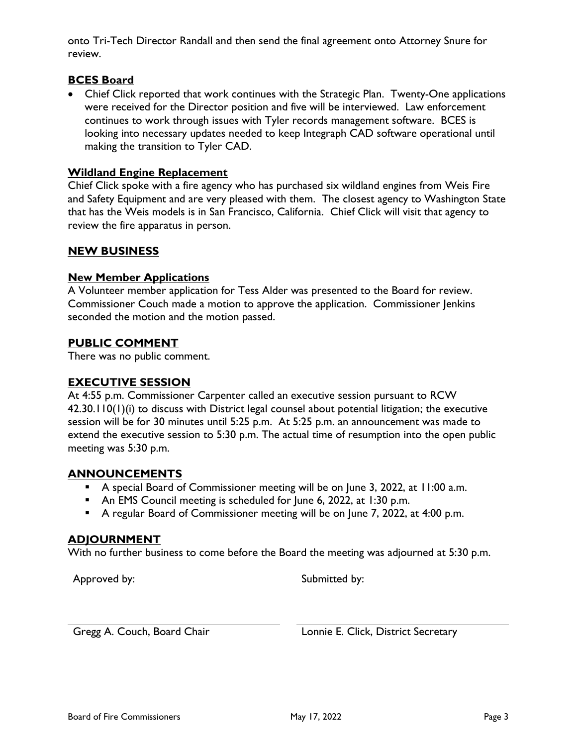onto Tri-Tech Director Randall and then send the final agreement onto Attorney Snure for review.

### BCES Board

- Chief Click reported that work continues with the Strategic Plan. Twenty-One applications were received for the Director position and five will be interviewed. Law enforcement continues to work through issues with Tyler records management software. BCES is looking into necessary updates needed to keep Integraph CAD software operational until making the transition to Tyler CAD.

### Wildland Engine Replacement

Chief Click spoke with a fire agency who has purchased six wildland engines from Weis Fire and Safety Equipment and are very pleased with them. The closest agency to Washington State that has the Weis models is in San Francisco, California. Chief Click will visit that agency to review the fire apparatus in person.

## NEW BUSINESS

### New Member Applications

A Volunteer member application for Tess Alder was presented to the Board for review. Commissioner Couch made a motion to approve the application. Commissioner Jenkins seconded the motion and the motion passed.

## PUBLIC COMMENT

There was no public comment.

## EXECUTIVE SESSION

At 4:55 p.m. Commissioner Carpenter called an executive session pursuant to RCW 42.30.110(1)(i) to discuss with District legal counsel about potential litigation; the executive session will be for 30 minutes until 5:25 p.m. At 5:25 p.m. an announcement was made to extend the executive session to 5:30 p.m. The actual time of resumption into the open public meeting was 5:30 p.m.

## ANNOUNCEMENTS

- A special Board of Commissioner meeting will be on June 3, 2022, at 11:00 a.m.
- An EMS Council meeting is scheduled for June 6, 2022, at 1:30 p.m.
- A regular Board of Commissioner meeting will be on June 7, 2022, at 4:00 p.m.

## ADJOURNMENT

With no further business to come before the Board the meeting was adjourned at 5:30 p.m.

| Approved by: | Submitted by: |
|---|---|
| Gregg A. Couch, Board Chair | Lonnie E. Click, District Secretary |